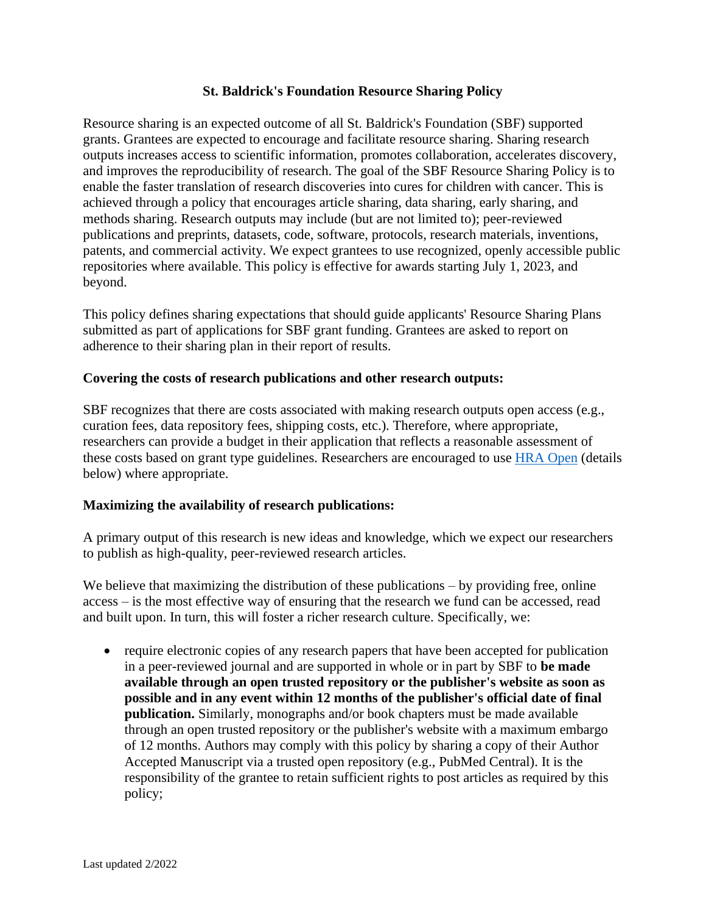# St. Baldrick's Foundation Resource Sharing Policy

Resource sharing is an expected outcome of all St. Baldrick's Foundation (SBF) supported grants. Grantees are expected to encourage and facilitate resource sharing. Sharing research outputs increases access to scientific information, promotes collaboration, accelerates discovery, and improves the reproducibility of research. The goal of the SBF Resource Sharing Policy is to enable the faster translation of research discoveries into cures for children with cancer. This is achieved through a policy that encourages article sharing, data sharing, early sharing, and methods sharing. Research outputs may include (but are not limited to); peer-reviewed publications and preprints, datasets, code, software, protocols, research materials, inventions, patents, and commercial activity. We expect grantees to use recognized, openly accessible public repositories where available. This policy is effective for awards starting July 1, 2023, and beyond.

This policy defines sharing expectations that should guide applicants' Resource Sharing Plans submitted as part of applications for SBF grant funding. Grantees are asked to report on adherence to their sharing plan in their report of results.

**Covering the costs of research publications and other research outputs:**

SBF recognizes that there are costs associated with making research outputs open access (e.g., curation fees, data repository fees, shipping costs, etc.). Therefore, where appropriate, researchers can provide a budget in their application that reflects a reasonable assessment of these costs based on grant type guidelines. Researchers are encouraged to use HRA Open (details below) where appropriate.

**Maximizing the availability of research publications:**

A primary output of this research is new ideas and knowledge, which we expect our researchers to publish as high-quality, peer-reviewed research articles.

We believe that maximizing the distribution of these publications – by providing free, online access – is the most effective way of ensuring that the research we fund can be accessed, read and built upon. In turn, this will foster a richer research culture. Specifically, we:

- require electronic copies of any research papers that have been accepted for publication in a peer-reviewed journal and are supported in whole or in part by SBF to **be made available through an open trusted repository or the publisher's website as soon as possible and in any event within 12 months of the publisher's official date of final publication.** Similarly, monographs and/or book chapters must be made available through an open trusted repository or the publisher's website with a maximum embargo of 12 months. Authors may comply with this policy by sharing a copy of their Author Accepted Manuscript via a trusted open repository (e.g., PubMed Central). It is the responsibility of the grantee to retain sufficient rights to post articles as required by this policy;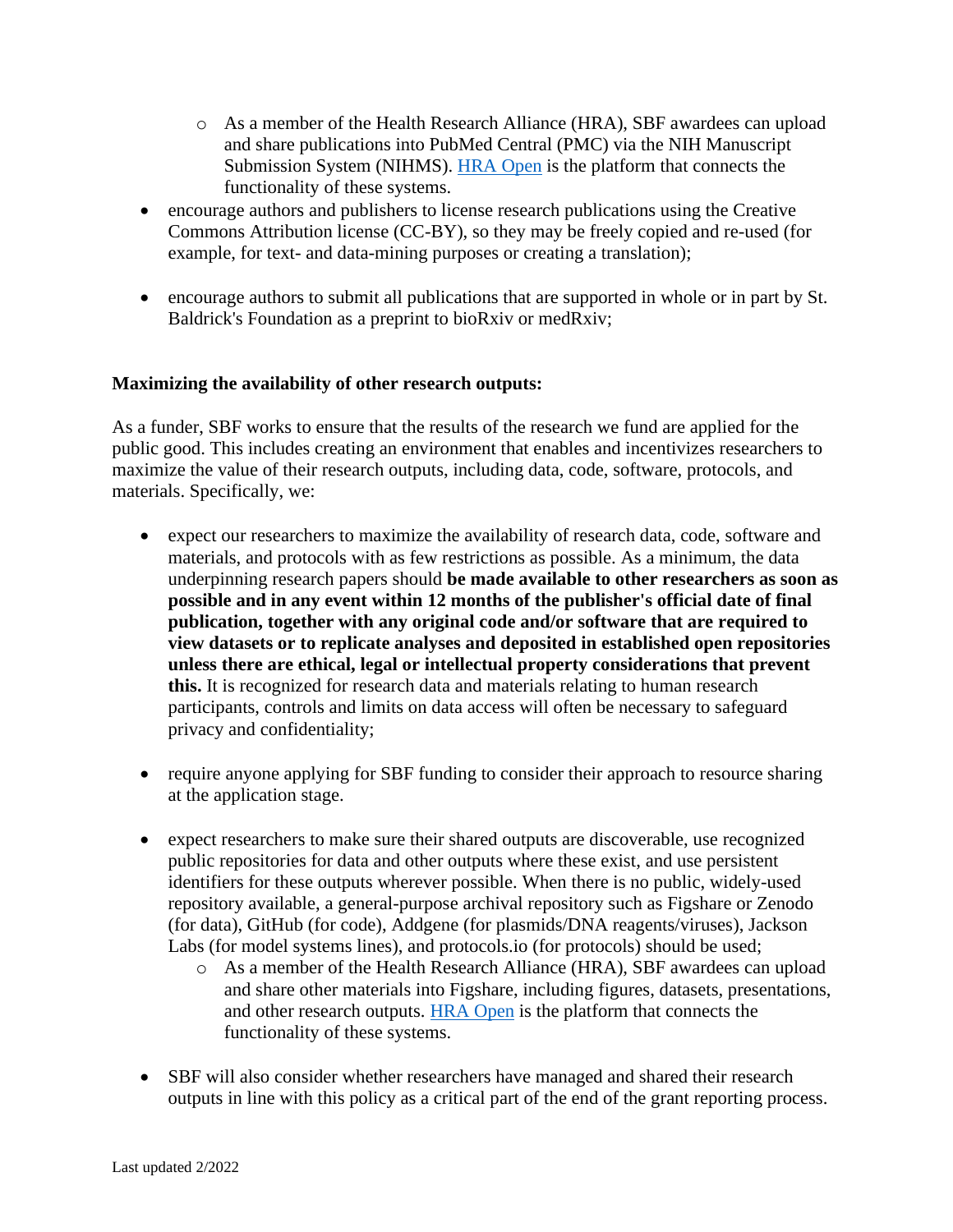- As a member of the Health Research Alliance (HRA), SBF awardees can upload and share publications into PubMed Central (PMC) via the NIH Manuscript Submission System (NIHMS). [HRA Open](HRA Open) is the platform that connects the functionality of these systems.

- encourage authors and publishers to license research publications using the Creative Commons Attribution license (CC-BY), so they may be freely copied and re-used (for example, for text- and data-mining purposes or creating a translation);

- encourage authors to submit all publications that are supported in whole or in part by St. Baldrick's Foundation as a preprint to bioRxiv or medRxiv;

**Maximizing the availability of other research outputs:**

As a funder, SBF works to ensure that the results of the research we fund are applied for the public good. This includes creating an environment that enables and incentivizes researchers to maximize the value of their research outputs, including data, code, software, protocols, and materials. Specifically, we:

- expect our researchers to maximize the availability of research data, code, software and materials, and protocols with as few restrictions as possible. As a minimum, the data underpinning research papers should **be made available to other researchers as soon as possible and in any event within 12 months of the publisher's official date of final publication, together with any original code and/or software that are required to view datasets or to replicate analyses and deposited in established open repositories unless there are ethical, legal or intellectual property considerations that prevent this.** It is recognized for research data and materials relating to human research participants, controls and limits on data access will often be necessary to safeguard privacy and confidentiality;

- require anyone applying for SBF funding to consider their approach to resource sharing at the application stage.

- expect researchers to make sure their shared outputs are discoverable, use recognized public repositories for data and other outputs where these exist, and use persistent identifiers for these outputs wherever possible. When there is no public, widely-used repository available, a general-purpose archival repository such as Figshare or Zenodo (for data), GitHub (for code), Addgene (for plasmids/DNA reagents/viruses), Jackson Labs (for model systems lines), and protocols.io (for protocols) should be used;
  - As a member of the Health Research Alliance (HRA), SBF awardees can upload and share other materials into Figshare, including figures, datasets, presentations, and other research outputs. [HRA Open](HRA Open) is the platform that connects the functionality of these systems.

- SBF will also consider whether researchers have managed and shared their research outputs in line with this policy as a critical part of the end of the grant reporting process.

Last updated 2/2022